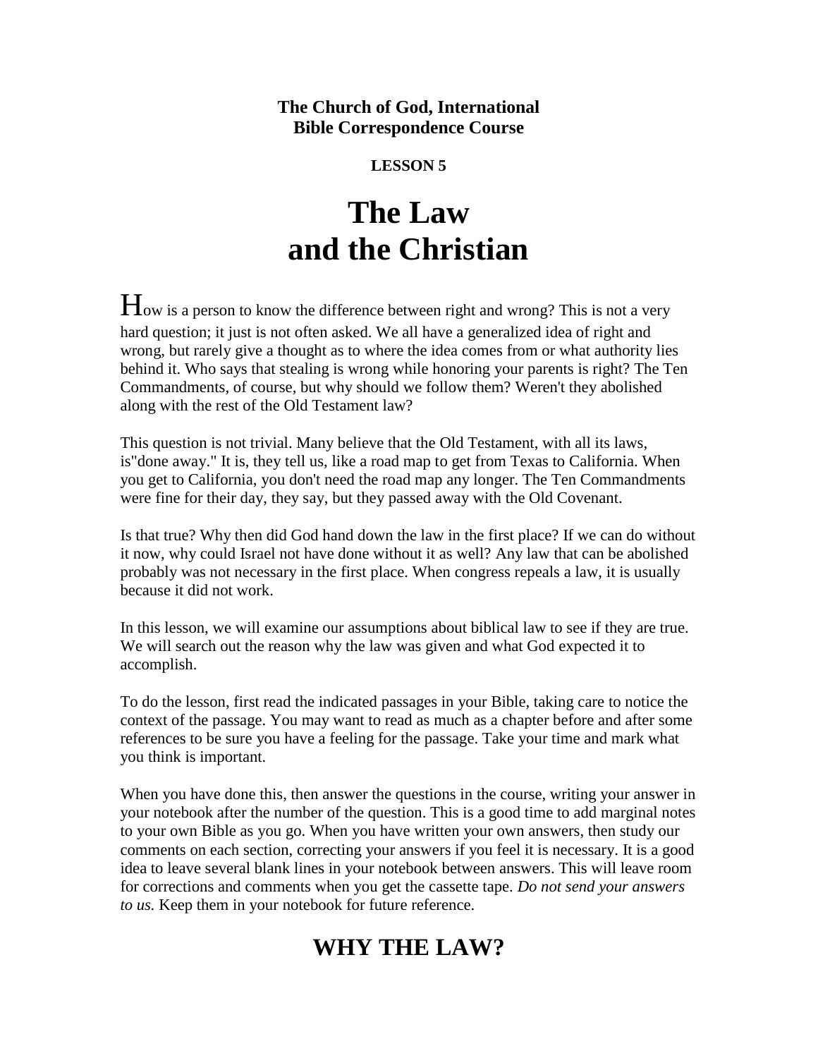**The Church of God, International**
**Bible Correspondence Course**

**LESSON 5**

# The Law and the Christian

How is a person to know the difference between right and wrong? This is not a very hard question; it just is not often asked. We all have a generalized idea of right and wrong, but rarely give a thought as to where the idea comes from or what authority lies behind it. Who says that stealing is wrong while honoring your parents is right? The Ten Commandments, of course, but why should we follow them? Weren't they abolished along with the rest of the Old Testament law?

This question is not trivial. Many believe that the Old Testament, with all its laws, is"done away." It is, they tell us, like a road map to get from Texas to California. When you get to California, you don't need the road map any longer. The Ten Commandments were fine for their day, they say, but they passed away with the Old Covenant.

Is that true? Why then did God hand down the law in the first place? If we can do without it now, why could Israel not have done without it as well? Any law that can be abolished probably was not necessary in the first place. When congress repeals a law, it is usually because it did not work.

In this lesson, we will examine our assumptions about biblical law to see if they are true. We will search out the reason why the law was given and what God expected it to accomplish.

To do the lesson, first read the indicated passages in your Bible, taking care to notice the context of the passage. You may want to read as much as a chapter before and after some references to be sure you have a feeling for the passage. Take your time and mark what you think is important.

When you have done this, then answer the questions in the course, writing your answer in your notebook after the number of the question. This is a good time to add marginal notes to your own Bible as you go. When you have written your own answers, then study our comments on each section, correcting your answers if you feel it is necessary. It is a good idea to leave several blank lines in your notebook between answers. This will leave room for corrections and comments when you get the cassette tape. *Do not send your answers to us.* Keep them in your notebook for future reference.

## WHY THE LAW?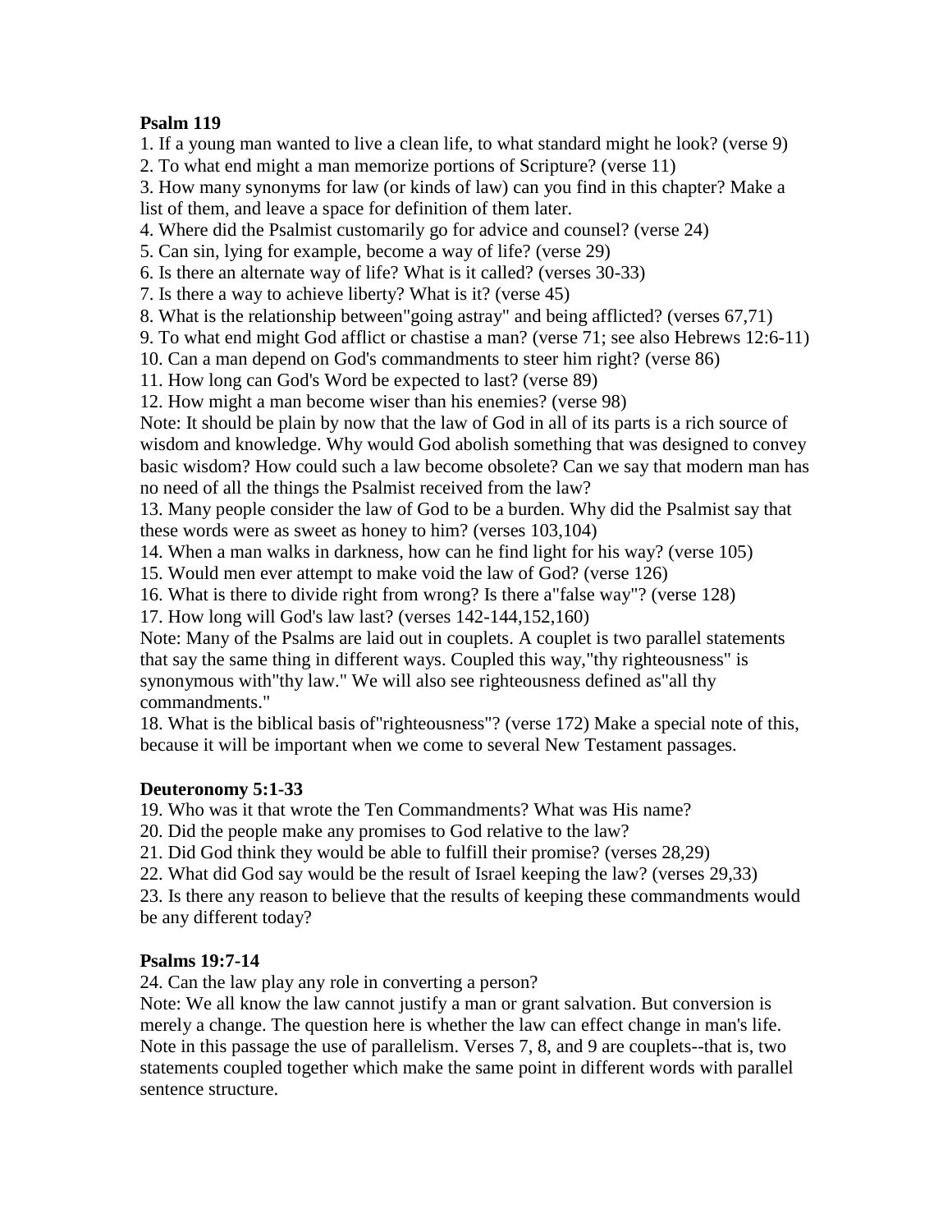**Psalm 119**

1. If a young man wanted to live a clean life, to what standard might he look? (verse 9)
2. To what end might a man memorize portions of Scripture? (verse 11)
3. How many synonyms for law (or kinds of law) can you find in this chapter? Make a list of them, and leave a space for definition of them later.
4. Where did the Psalmist customarily go for advice and counsel? (verse 24)
5. Can sin, lying for example, become a way of life? (verse 29)
6. Is there an alternate way of life? What is it called? (verses 30-33)
7. Is there a way to achieve liberty? What is it? (verse 45)
8. What is the relationship between"going astray" and being afflicted? (verses 67,71)
9. To what end might God afflict or chastise a man? (verse 71; see also Hebrews 12:6-11)
10. Can a man depend on God's commandments to steer him right? (verse 86)
11. How long can God's Word be expected to last? (verse 89)
12. How might a man become wiser than his enemies? (verse 98)

Note: It should be plain by now that the law of God in all of its parts is a rich source of wisdom and knowledge. Why would God abolish something that was designed to convey basic wisdom? How could such a law become obsolete? Can we say that modern man has no need of all the things the Psalmist received from the law?

13. Many people consider the law of God to be a burden. Why did the Psalmist say that these words were as sweet as honey to him? (verses 103,104)
14. When a man walks in darkness, how can he find light for his way? (verse 105)
15. Would men ever attempt to make void the law of God? (verse 126)
16. What is there to divide right from wrong? Is there a"false way"? (verse 128)
17. How long will God's law last? (verses 142-144,152,160)

Note: Many of the Psalms are laid out in couplets. A couplet is two parallel statements that say the same thing in different ways. Coupled this way,"thy righteousness" is synonymous with"thy law." We will also see righteousness defined as"all thy commandments."

18. What is the biblical basis of"righteousness"? (verse 172) Make a special note of this, because it will be important when we come to several New Testament passages.

**Deuteronomy 5:1-33**

19. Who was it that wrote the Ten Commandments? What was His name?
20. Did the people make any promises to God relative to the law?
21. Did God think they would be able to fulfill their promise? (verses 28,29)
22. What did God say would be the result of Israel keeping the law? (verses 29,33)
23. Is there any reason to believe that the results of keeping these commandments would be any different today?

**Psalms 19:7-14**

24. Can the law play any role in converting a person?

Note: We all know the law cannot justify a man or grant salvation. But conversion is merely a change. The question here is whether the law can effect change in man's life. Note in this passage the use of parallelism. Verses 7, 8, and 9 are couplets--that is, two statements coupled together which make the same point in different words with parallel sentence structure.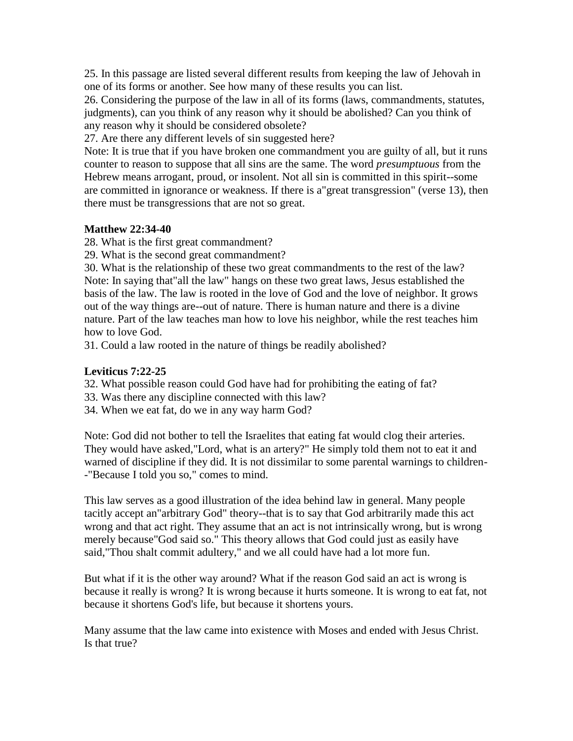25. In this passage are listed several different results from keeping the law of Jehovah in one of its forms or another. See how many of these results you can list.

26. Considering the purpose of the law in all of its forms (laws, commandments, statutes, judgments), can you think of any reason why it should be abolished? Can you think of any reason why it should be considered obsolete?

27. Are there any different levels of sin suggested here?

Note: It is true that if you have broken one commandment you are guilty of all, but it runs counter to reason to suppose that all sins are the same. The word *presumptuous* from the Hebrew means arrogant, proud, or insolent. Not all sin is committed in this spirit--some are committed in ignorance or weakness. If there is a"great transgression" (verse 13), then there must be transgressions that are not so great.

**Matthew 22:34-40**

28. What is the first great commandment?

29. What is the second great commandment?

30. What is the relationship of these two great commandments to the rest of the law?

Note: In saying that"all the law" hangs on these two great laws, Jesus established the basis of the law. The law is rooted in the love of God and the love of neighbor. It grows out of the way things are--out of nature. There is human nature and there is a divine nature. Part of the law teaches man how to love his neighbor, while the rest teaches him how to love God.

31. Could a law rooted in the nature of things be readily abolished?

**Leviticus 7:22-25**

32. What possible reason could God have had for prohibiting the eating of fat?

33. Was there any discipline connected with this law?

34. When we eat fat, do we in any way harm God?

Note: God did not bother to tell the Israelites that eating fat would clog their arteries. They would have asked,"Lord, what is an artery?" He simply told them not to eat it and warned of discipline if they did. It is not dissimilar to some parental warnings to children--"Because I told you so," comes to mind.

This law serves as a good illustration of the idea behind law in general. Many people tacitly accept an"arbitrary God" theory--that is to say that God arbitrarily made this act wrong and that act right. They assume that an act is not intrinsically wrong, but is wrong merely because"God said so." This theory allows that God could just as easily have said,"Thou shalt commit adultery," and we all could have had a lot more fun.

But what if it is the other way around? What if the reason God said an act is wrong is because it really is wrong? It is wrong because it hurts someone. It is wrong to eat fat, not because it shortens God's life, but because it shortens yours.

Many assume that the law came into existence with Moses and ended with Jesus Christ. Is that true?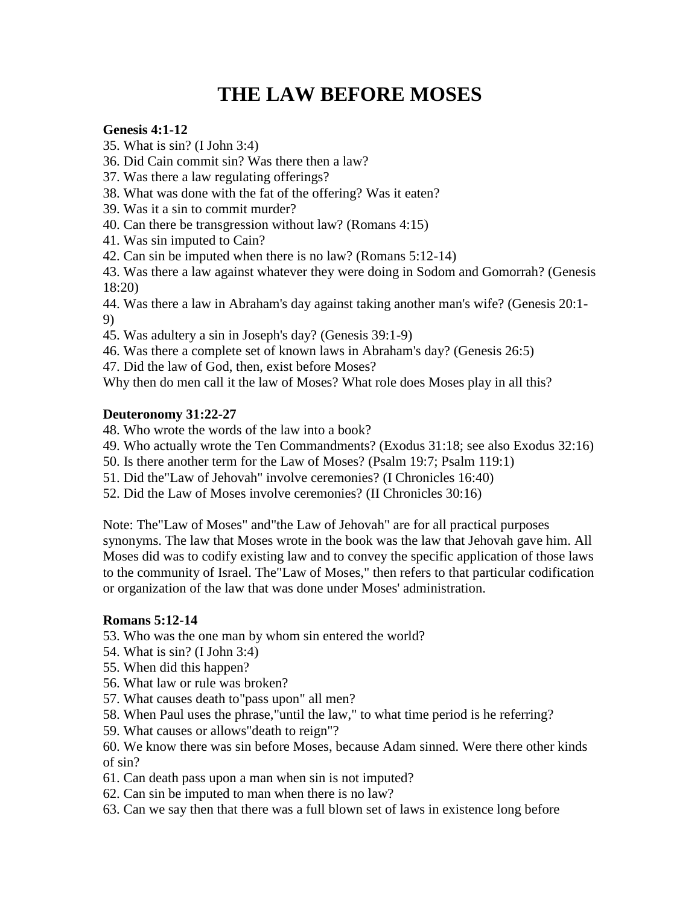# THE LAW BEFORE MOSES

**Genesis 4:1-12**

35. What is sin? (I John 3:4)
36. Did Cain commit sin? Was there then a law?
37. Was there a law regulating offerings?
38. What was done with the fat of the offering? Was it eaten?
39. Was it a sin to commit murder?
40. Can there be transgression without law? (Romans 4:15)
41. Was sin imputed to Cain?
42. Can sin be imputed when there is no law? (Romans 5:12-14)
43. Was there a law against whatever they were doing in Sodom and Gomorrah? (Genesis 18:20)
44. Was there a law in Abraham's day against taking another man's wife? (Genesis 20:1-9)
45. Was adultery a sin in Joseph's day? (Genesis 39:1-9)
46. Was there a complete set of known laws in Abraham's day? (Genesis 26:5)
47. Did the law of God, then, exist before Moses?

Why then do men call it the law of Moses? What role does Moses play in all this?

**Deuteronomy 31:22-27**

48. Who wrote the words of the law into a book?
49. Who actually wrote the Ten Commandments? (Exodus 31:18; see also Exodus 32:16)
50. Is there another term for the Law of Moses? (Psalm 19:7; Psalm 119:1)
51. Did the"Law of Jehovah" involve ceremonies? (I Chronicles 16:40)
52. Did the Law of Moses involve ceremonies? (II Chronicles 30:16)

Note: The"Law of Moses" and"the Law of Jehovah" are for all practical purposes synonyms. The law that Moses wrote in the book was the law that Jehovah gave him. All Moses did was to codify existing law and to convey the specific application of those laws to the community of Israel. The"Law of Moses," then refers to that particular codification or organization of the law that was done under Moses' administration.

**Romans 5:12-14**

53. Who was the one man by whom sin entered the world?
54. What is sin? (I John 3:4)
55. When did this happen?
56. What law or rule was broken?
57. What causes death to"pass upon" all men?
58. When Paul uses the phrase,"until the law," to what time period is he referring?
59. What causes or allows"death to reign"?
60. We know there was sin before Moses, because Adam sinned. Were there other kinds of sin?
61. Can death pass upon a man when sin is not imputed?
62. Can sin be imputed to man when there is no law?
63. Can we say then that there was a full blown set of laws in existence long before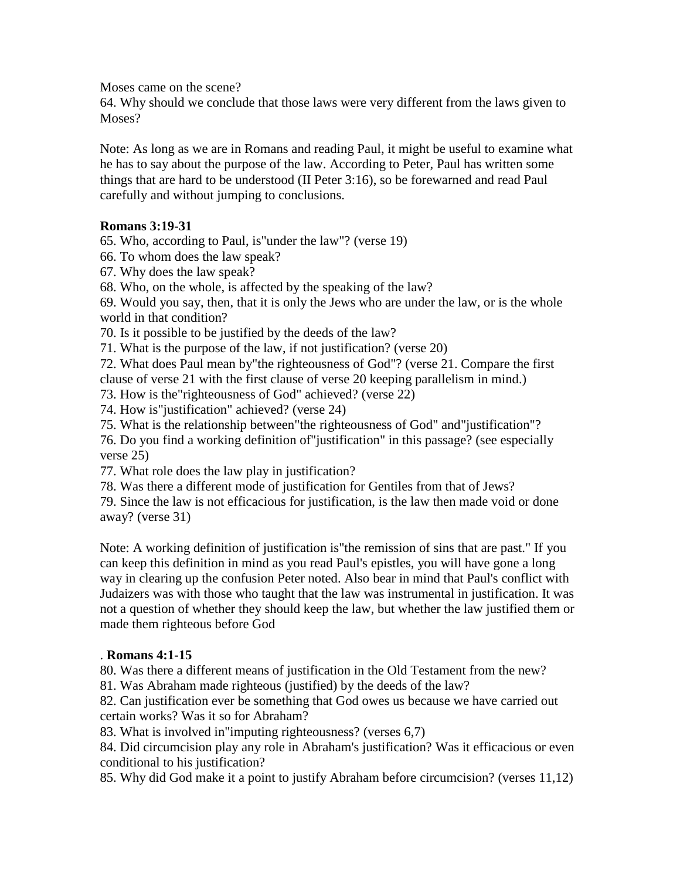Moses came on the scene?

64. Why should we conclude that those laws were very different from the laws given to Moses?

Note: As long as we are in Romans and reading Paul, it might be useful to examine what he has to say about the purpose of the law. According to Peter, Paul has written some things that are hard to be understood (II Peter 3:16), so be forewarned and read Paul carefully and without jumping to conclusions.

**Romans 3:19-31**

65. Who, according to Paul, is"under the law"? (verse 19)
66. To whom does the law speak?
67. Why does the law speak?
68. Who, on the whole, is affected by the speaking of the law?
69. Would you say, then, that it is only the Jews who are under the law, or is the whole world in that condition?
70. Is it possible to be justified by the deeds of the law?
71. What is the purpose of the law, if not justification? (verse 20)
72. What does Paul mean by"the righteousness of God"? (verse 21. Compare the first clause of verse 21 with the first clause of verse 20 keeping parallelism in mind.)
73. How is the"righteousness of God" achieved? (verse 22)
74. How is"justification" achieved? (verse 24)
75. What is the relationship between"the righteousness of God" and"justification"?
76. Do you find a working definition of"justification" in this passage? (see especially verse 25)
77. What role does the law play in justification?
78. Was there a different mode of justification for Gentiles from that of Jews?
79. Since the law is not efficacious for justification, is the law then made void or done away? (verse 31)

Note: A working definition of justification is"the remission of sins that are past." If you can keep this definition in mind as you read Paul's epistles, you will have gone a long way in clearing up the confusion Peter noted. Also bear in mind that Paul's conflict with Judaizers was with those who taught that the law was instrumental in justification. It was not a question of whether they should keep the law, but whether the law justified them or made them righteous before God

. **Romans 4:1-15**

80. Was there a different means of justification in the Old Testament from the new?
81. Was Abraham made righteous (justified) by the deeds of the law?
82. Can justification ever be something that God owes us because we have carried out certain works? Was it so for Abraham?
83. What is involved in"imputing righteousness? (verses 6,7)
84. Did circumcision play any role in Abraham's justification? Was it efficacious or even conditional to his justification?
85. Why did God make it a point to justify Abraham before circumcision? (verses 11,12)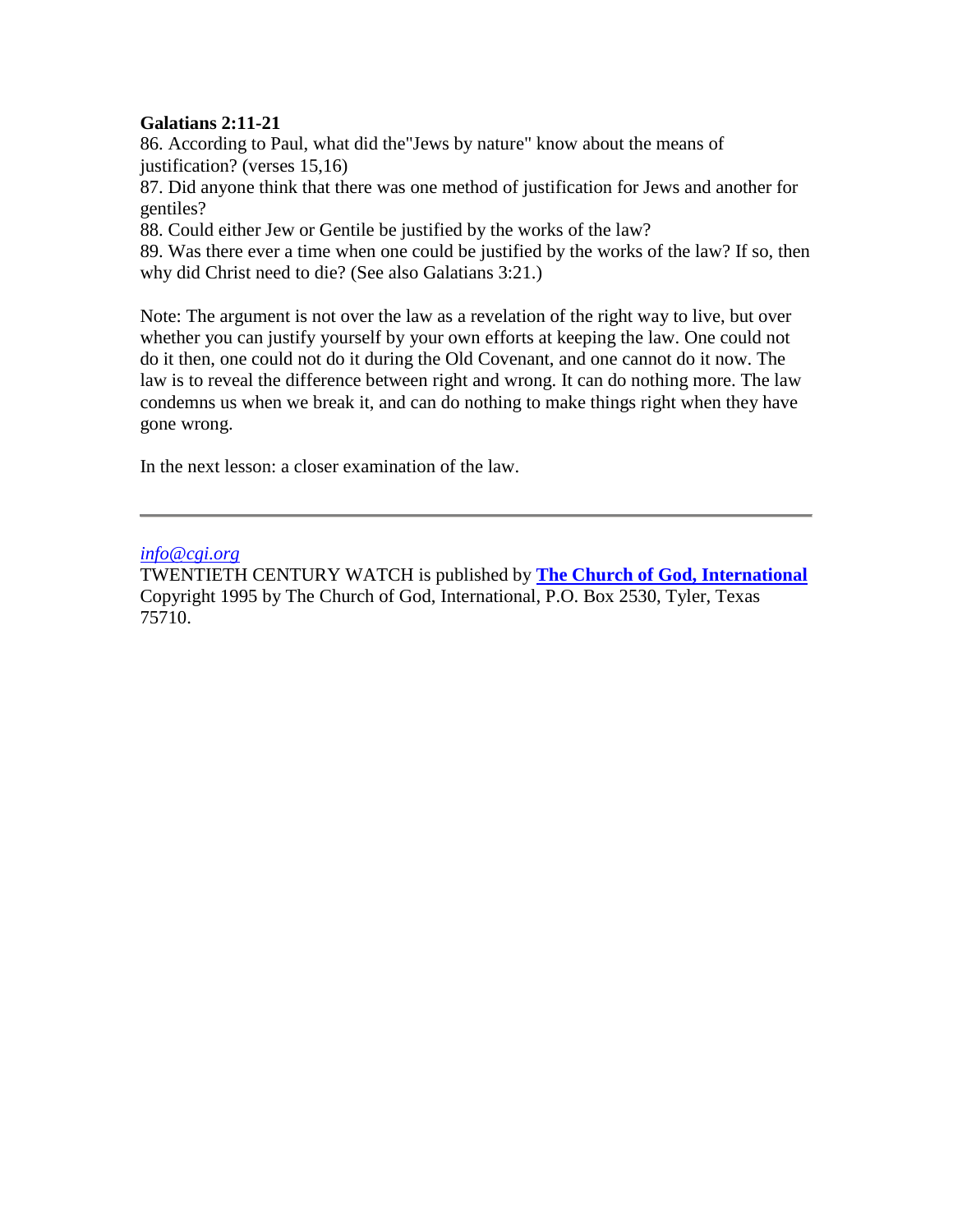**Galatians 2:11-21**

86. According to Paul, what did the"Jews by nature" know about the means of justification? (verses 15,16)
87. Did anyone think that there was one method of justification for Jews and another for gentiles?
88. Could either Jew or Gentile be justified by the works of the law?
89. Was there ever a time when one could be justified by the works of the law? If so, then why did Christ need to die? (See also Galatians 3:21.)

Note: The argument is not over the law as a revelation of the right way to live, but over whether you can justify yourself by your own efforts at keeping the law. One could not do it then, one could not do it during the Old Covenant, and one cannot do it now. The law is to reveal the difference between right and wrong. It can do nothing more. The law condemns us when we break it, and can do nothing to make things right when they have gone wrong.

In the next lesson: a closer examination of the law.

---

*info@cgi.org*
TWENTIETH CENTURY WATCH is published by **The Church of God, International**
Copyright 1995 by The Church of God, International, P.O. Box 2530, Tyler, Texas 75710.